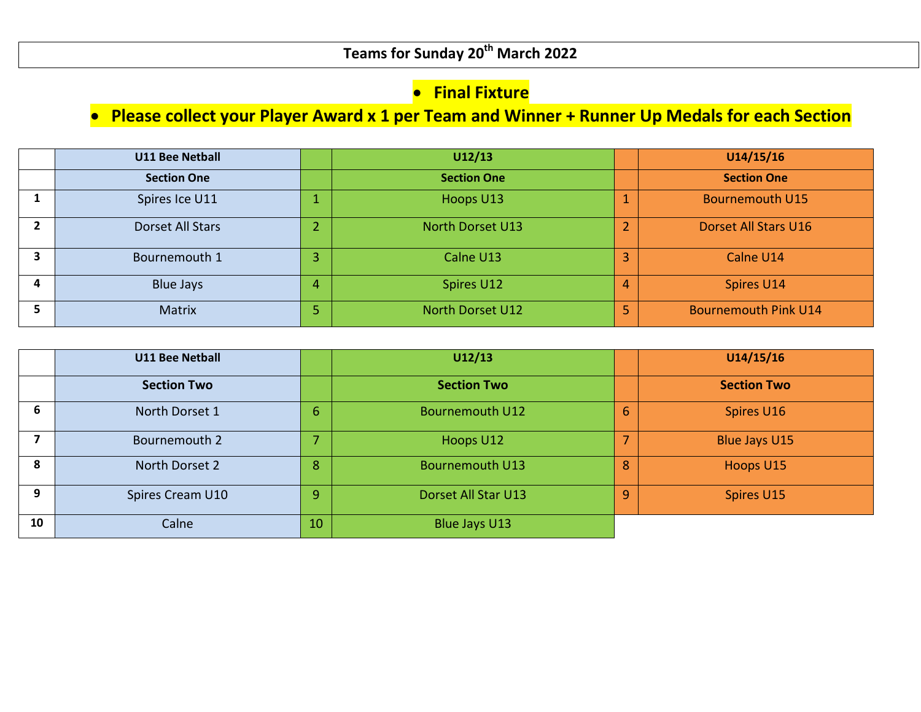# Teams for Sunday 20th March 2022

- **Final Fixture**
- **Please collect your Player Award x 1 per Team and Winner + Runner Up Medals for each Section**

| | U11 Bee Netball | | U12/13 | | U14/15/16 |
|---|---|---|---|---|---|
| | **Section One** | | **Section One** | | **Section One** |
| 1 | Spires Ice U11 | 1 | Hoops U13 | 1 | Bournemouth U15 |
| 2 | Dorset All Stars | 2 | North Dorset U13 | 2 | Dorset All Stars U16 |
| 3 | Bournemouth 1 | 3 | Calne U13 | 3 | Calne U14 |
| 4 | Blue Jays | 4 | Spires U12 | 4 | Spires U14 |
| 5 | Matrix | 5 | North Dorset U12 | 5 | Bournemouth Pink U14 |

| | U11 Bee Netball | | U12/13 | | U14/15/16 |
|---|---|---|---|---|---|
| | **Section Two** | | **Section Two** | | **Section Two** |
| 6 | North Dorset 1 | 6 | Bournemouth U12 | 6 | Spires U16 |
| 7 | Bournemouth 2 | 7 | Hoops U12 | 7 | Blue Jays U15 |
| 8 | North Dorset 2 | 8 | Bournemouth U13 | 8 | Hoops U15 |
| 9 | Spires Cream U10 | 9 | Dorset All Star U13 | 9 | Spires U15 |
| 10 | Calne | 10 | Blue Jays U13 | | |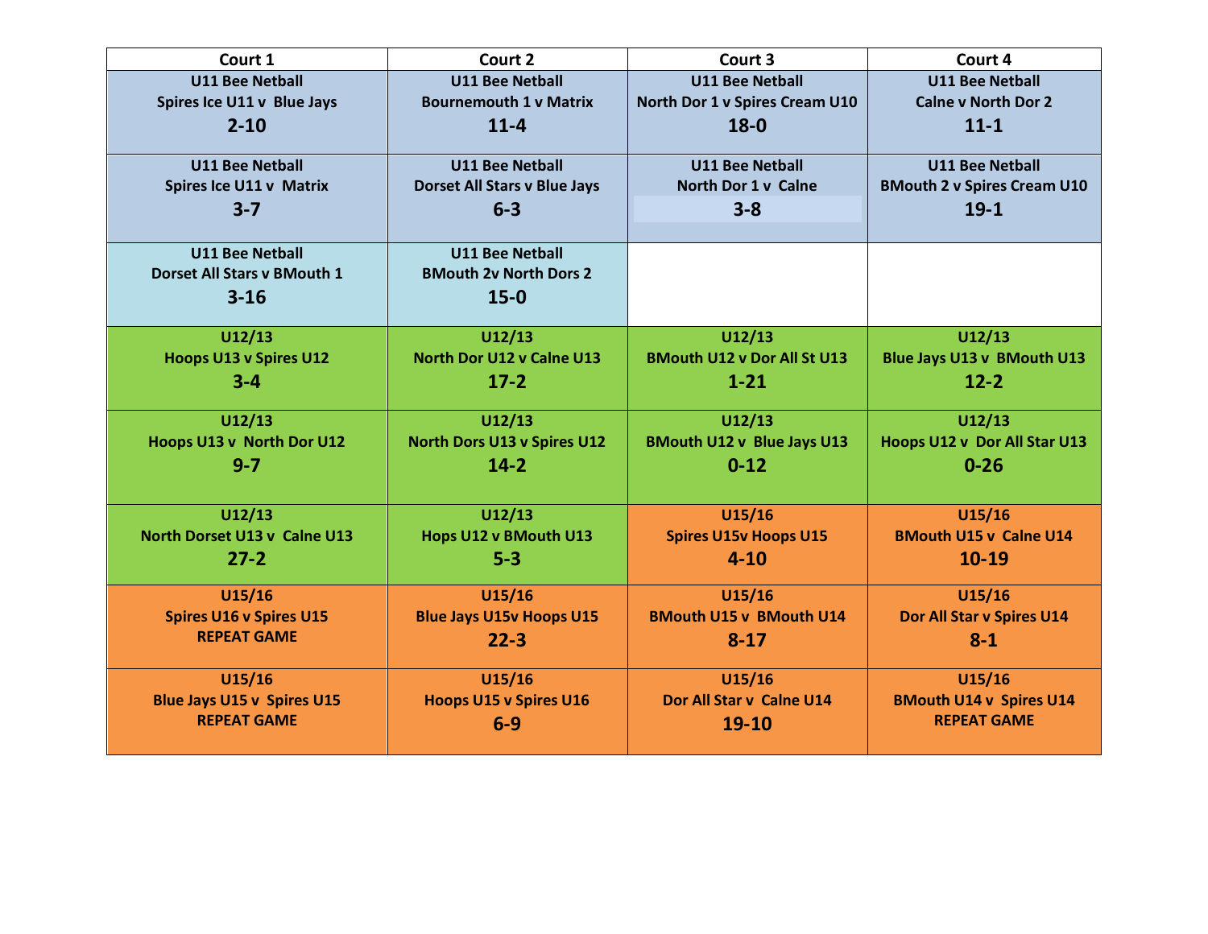| Court 1 | Court 2 | Court 3 | Court 4 |
|---|---|---|---|
| U11 Bee Netball<br>Spires Ice U11 v Blue Jays<br>**2-10** | U11 Bee Netball<br>Bournemouth 1 v Matrix<br>**11-4** | U11 Bee Netball<br>North Dor 1 v Spires Cream U10<br>**18-0** | U11 Bee Netball<br>Calne v North Dor 2<br>**11-1** |
| U11 Bee Netball<br>Spires Ice U11 v Matrix<br>**3-7** | U11 Bee Netball<br>Dorset All Stars v Blue Jays<br>**6-3** | U11 Bee Netball<br>North Dor 1 v Calne<br>**3-8** | U11 Bee Netball<br>BMouth 2 v Spires Cream U10<br>**19-1** |
| U11 Bee Netball<br>Dorset All Stars v BMouth 1<br>**3-16** | U11 Bee Netball<br>BMouth 2v North Dors 2<br>**15-0** | | |
| U12/13<br>Hoops U13 v Spires U12<br>**3-4** | U12/13<br>North Dor U12 v Calne U13<br>**17-2** | U12/13<br>BMouth U12 v Dor All St U13<br>**1-21** | U12/13<br>Blue Jays U13 v BMouth U13<br>**12-2** |
| U12/13<br>Hoops U13 v North Dor U12<br>**9-7** | U12/13<br>North Dors U13 v Spires U12<br>**14-2** | U12/13<br>BMouth U12 v Blue Jays U13<br>**0-12** | U12/13<br>Hoops U12 v Dor All Star U13<br>**0-26** |
| U12/13<br>North Dorset U13 v Calne U13<br>**27-2** | U12/13<br>Hops U12 v BMouth U13<br>**5-3** | U15/16<br>Spires U15v Hoops U15<br>**4-10** | U15/16<br>BMouth U15 v Calne U14<br>**10-19** |
| U15/16<br>Spires U16 v Spires U15<br>REPEAT GAME | U15/16<br>Blue Jays U15v Hoops U15<br>**22-3** | U15/16<br>BMouth U15 v BMouth U14<br>**8-17** | U15/16<br>Dor All Star v Spires U14<br>**8-1** |
| U15/16<br>Blue Jays U15 v Spires U15<br>REPEAT GAME | U15/16<br>Hoops U15 v Spires U16<br>**6-9** | U15/16<br>Dor All Star v Calne U14<br>**19-10** | U15/16<br>BMouth U14 v Spires U14<br>REPEAT GAME |